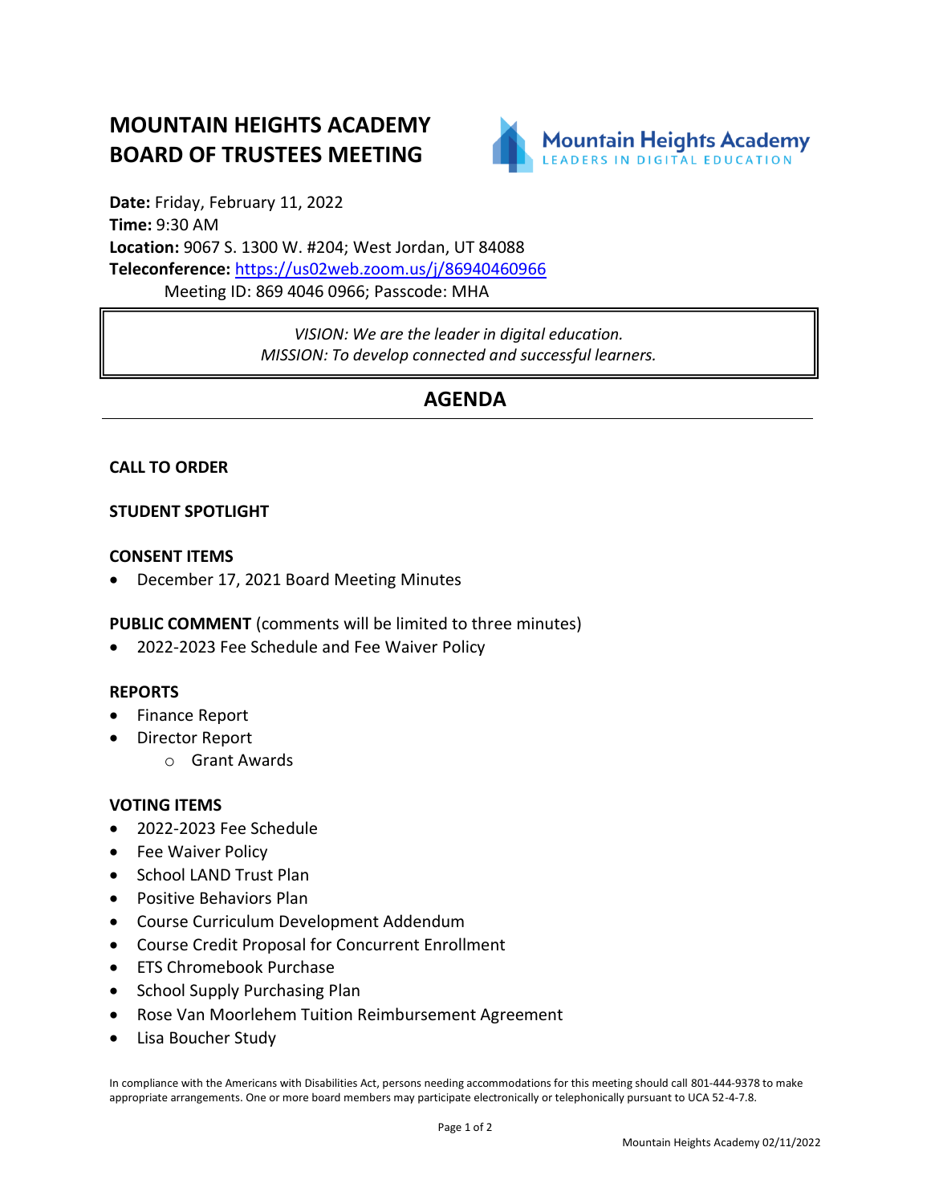# MOUNTAIN HEIGHTS ACADEMY BOARD OF TRUSTEES MEETING

**Date:** Friday, February 11, 2022
**Time:** 9:30 AM
**Location:** 9067 S. 1300 W. #204; West Jordan, UT 84088
**Teleconference:** https://us02web.zoom.us/j/86940460966
Meeting ID: 869 4046 0966; Passcode: MHA

*VISION: We are the leader in digital education.*
*MISSION: To develop connected and successful learners.*

## AGENDA

**CALL TO ORDER**

**STUDENT SPOTLIGHT**

**CONSENT ITEMS**

- December 17, 2021 Board Meeting Minutes

**PUBLIC COMMENT** (comments will be limited to three minutes)

- 2022-2023 Fee Schedule and Fee Waiver Policy

**REPORTS**

- Finance Report
- Director Report
    - Grant Awards

**VOTING ITEMS**

- 2022-2023 Fee Schedule
- Fee Waiver Policy
- School LAND Trust Plan
- Positive Behaviors Plan
- Course Curriculum Development Addendum
- Course Credit Proposal for Concurrent Enrollment
- ETS Chromebook Purchase
- School Supply Purchasing Plan
- Rose Van Moorlehem Tuition Reimbursement Agreement
- Lisa Boucher Study

In compliance with the Americans with Disabilities Act, persons needing accommodations for this meeting should call 801-444-9378 to make appropriate arrangements. One or more board members may participate electronically or telephonically pursuant to UCA 52-4-7.8.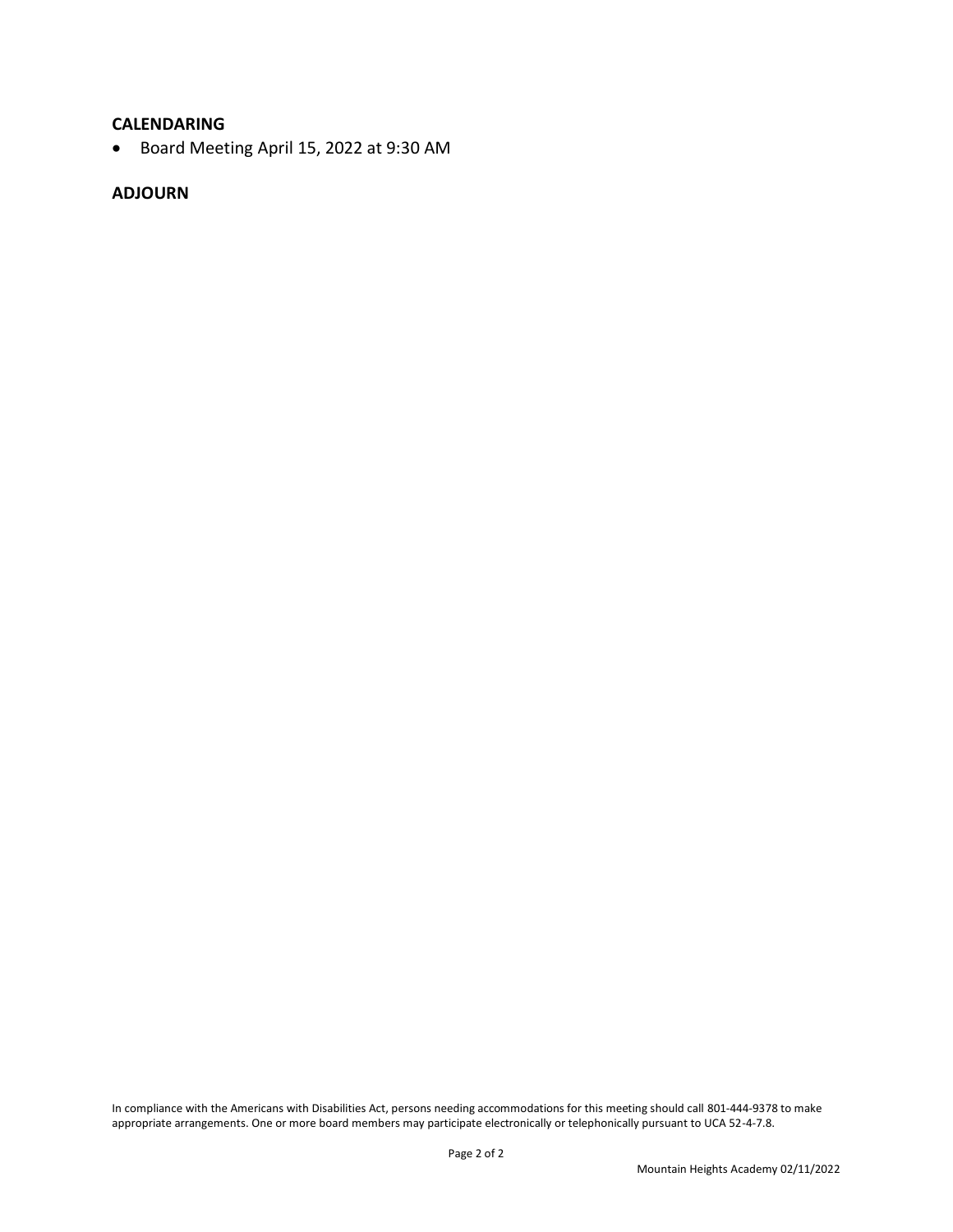## CALENDARING

- Board Meeting April 15, 2022 at 9:30 AM

## ADJOURN

In compliance with the Americans with Disabilities Act, persons needing accommodations for this meeting should call 801-444-9378 to make appropriate arrangements. One or more board members may participate electronically or telephonically pursuant to UCA 52-4-7.8.